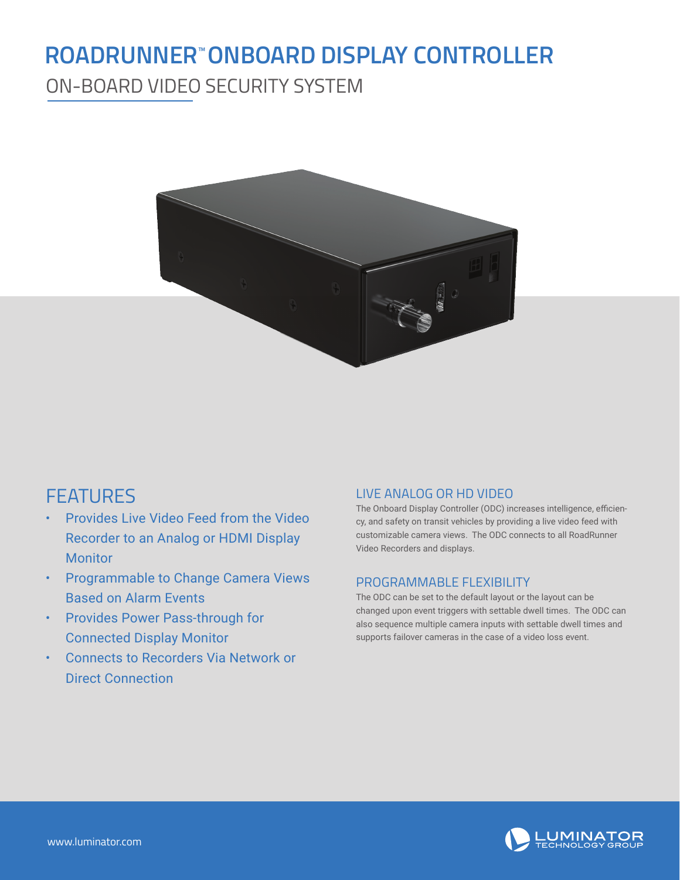# ROADRUNNER™ ONBOARD DISPLAY CONTROLLER

## ON-BOARD VIDEO SECURITY SYSTEM

## FEATURES

- Provides Live Video Feed from the Video Recorder to an Analog or HDMI Display Monitor
- Programmable to Change Camera Views Based on Alarm Events
- Provides Power Pass-through for Connected Display Monitor
- Connects to Recorders Via Network or Direct Connection

### LIVE ANALOG OR HD VIDEO

The Onboard Display Controller (ODC) increases intelligence, efficiency, and safety on transit vehicles by providing a live video feed with customizable camera views. The ODC connects to all RoadRunner Video Recorders and displays.

### PROGRAMMABLE FLEXIBILITY

The ODC can be set to the default layout or the layout can be changed upon event triggers with settable dwell times. The ODC can also sequence multiple camera inputs with settable dwell times and supports failover cameras in the case of a video loss event.

www.luminator.com

LUMINATOR TECHNOLOGY GROUP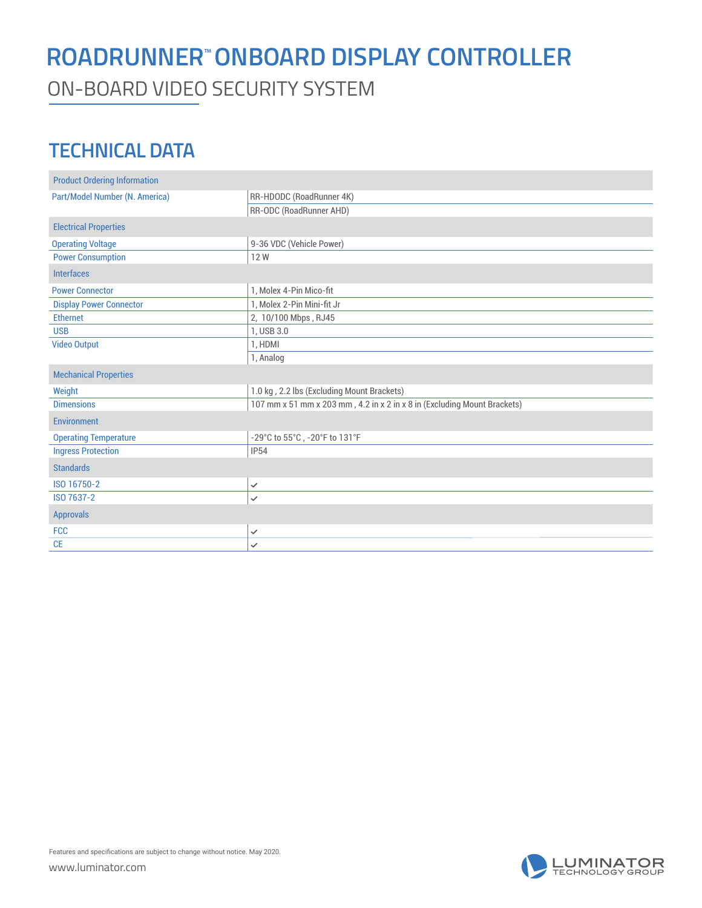# ROADRUNNER™ ONBOARD DISPLAY CONTROLLER

ON-BOARD VIDEO SECURITY SYSTEM

## TECHNICAL DATA

| | |
|---|---|
| **Product Ordering Information** | |
| Part/Model Number (N. America) | RR-HDODC (RoadRunner 4K) |
| | RR-ODC (RoadRunner AHD) |
| **Electrical Properties** | |
| Operating Voltage | 9-36 VDC (Vehicle Power) |
| Power Consumption | 12 W |
| **Interfaces** | |
| Power Connector | 1, Molex 4-Pin Mico-fit |
| Display Power Connector | 1, Molex 2-Pin Mini-fit Jr |
| Ethernet | 2, 10/100 Mbps , RJ45 |
| USB | 1, USB 3.0 |
| Video Output | 1, HDMI |
| | 1, Analog |
| **Mechanical Properties** | |
| Weight | 1.0 kg , 2.2 lbs (Excluding Mount Brackets) |
| Dimensions | 107 mm x 51 mm x 203 mm , 4.2 in x 2 in x 8 in (Excluding Mount Brackets) |
| **Environment** | |
| Operating Temperature | -29°C to 55°C , -20°F to 131°F |
| Ingress Protection | IP54 |
| **Standards** | |
| ISO 16750-2 | ✓ |
| ISO 7637-2 | ✓ |
| **Approvals** | |
| FCC | ✓ |
| CE | ✓ |

Features and specifications are subject to change without notice. May 2020.

www.luminator.com

LUMINATOR TECHNOLOGY GROUP